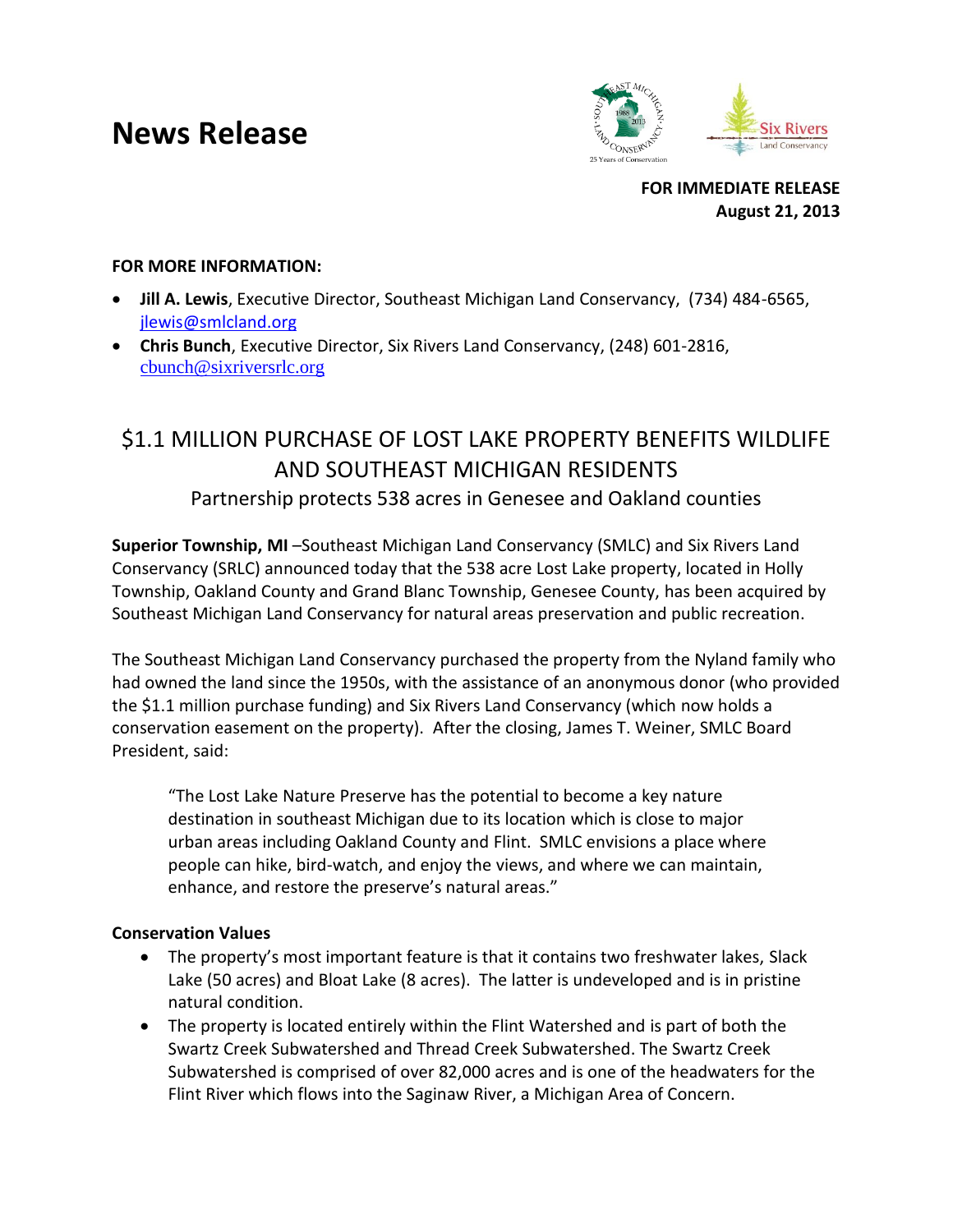# News Release

**FOR IMMEDIATE RELEASE**
**August 21, 2013**

**FOR MORE INFORMATION:**

- **Jill A. Lewis**, Executive Director, Southeast Michigan Land Conservancy, (734) 484-6565, jlewis@smlcland.org
- **Chris Bunch**, Executive Director, Six Rivers Land Conservancy, (248) 601-2816, cbunch@sixriversrlc.org

## $1.1 MILLION PURCHASE OF LOST LAKE PROPERTY BENEFITS WILDLIFE AND SOUTHEAST MICHIGAN RESIDENTS

Partnership protects 538 acres in Genesee and Oakland counties

**Superior Township, MI** –Southeast Michigan Land Conservancy (SMLC) and Six Rivers Land Conservancy (SRLC) announced today that the 538 acre Lost Lake property, located in Holly Township, Oakland County and Grand Blanc Township, Genesee County, has been acquired by Southeast Michigan Land Conservancy for natural areas preservation and public recreation.

The Southeast Michigan Land Conservancy purchased the property from the Nyland family who had owned the land since the 1950s, with the assistance of an anonymous donor (who provided the $1.1 million purchase funding) and Six Rivers Land Conservancy (which now holds a conservation easement on the property). After the closing, James T. Weiner, SMLC Board President, said:

> "The Lost Lake Nature Preserve has the potential to become a key nature destination in southeast Michigan due to its location which is close to major urban areas including Oakland County and Flint. SMLC envisions a place where people can hike, bird-watch, and enjoy the views, and where we can maintain, enhance, and restore the preserve's natural areas."

**Conservation Values**

- The property's most important feature is that it contains two freshwater lakes, Slack Lake (50 acres) and Bloat Lake (8 acres). The latter is undeveloped and is in pristine natural condition.
- The property is located entirely within the Flint Watershed and is part of both the Swartz Creek Subwatershed and Thread Creek Subwatershed. The Swartz Creek Subwatershed is comprised of over 82,000 acres and is one of the headwaters for the Flint River which flows into the Saginaw River, a Michigan Area of Concern.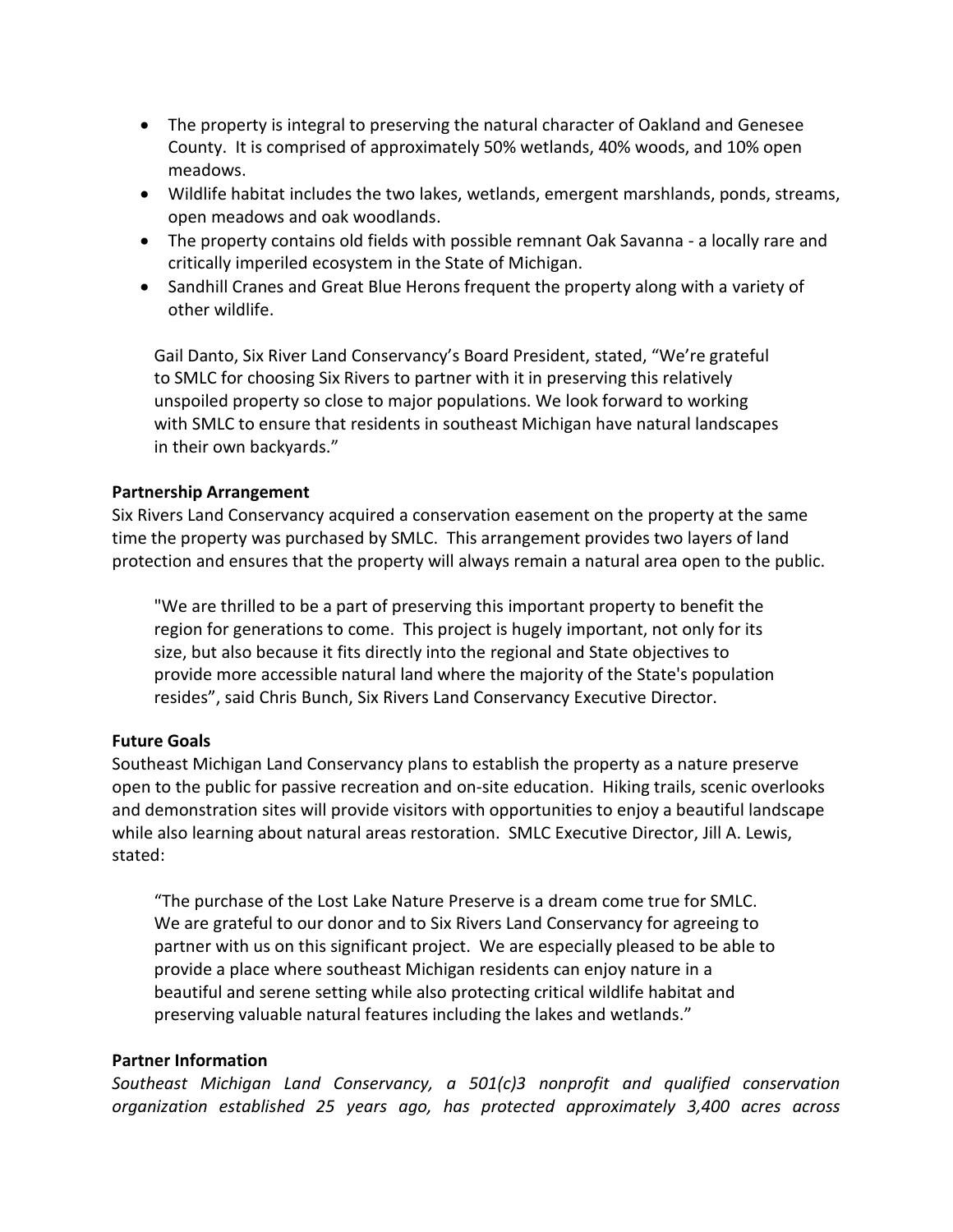- The property is integral to preserving the natural character of Oakland and Genesee County. It is comprised of approximately 50% wetlands, 40% woods, and 10% open meadows.
- Wildlife habitat includes the two lakes, wetlands, emergent marshlands, ponds, streams, open meadows and oak woodlands.
- The property contains old fields with possible remnant Oak Savanna - a locally rare and critically imperiled ecosystem in the State of Michigan.
- Sandhill Cranes and Great Blue Herons frequent the property along with a variety of other wildlife.

> Gail Danto, Six River Land Conservancy's Board President, stated, "We're grateful to SMLC for choosing Six Rivers to partner with it in preserving this relatively unspoiled property so close to major populations. We look forward to working with SMLC to ensure that residents in southeast Michigan have natural landscapes in their own backyards."

**Partnership Arrangement**

Six Rivers Land Conservancy acquired a conservation easement on the property at the same time the property was purchased by SMLC. This arrangement provides two layers of land protection and ensures that the property will always remain a natural area open to the public.

> "We are thrilled to be a part of preserving this important property to benefit the region for generations to come. This project is hugely important, not only for its size, but also because it fits directly into the regional and State objectives to provide more accessible natural land where the majority of the State's population resides", said Chris Bunch, Six Rivers Land Conservancy Executive Director.

**Future Goals**

Southeast Michigan Land Conservancy plans to establish the property as a nature preserve open to the public for passive recreation and on-site education. Hiking trails, scenic overlooks and demonstration sites will provide visitors with opportunities to enjoy a beautiful landscape while also learning about natural areas restoration. SMLC Executive Director, Jill A. Lewis, stated:

> "The purchase of the Lost Lake Nature Preserve is a dream come true for SMLC. We are grateful to our donor and to Six Rivers Land Conservancy for agreeing to partner with us on this significant project. We are especially pleased to be able to provide a place where southeast Michigan residents can enjoy nature in a beautiful and serene setting while also protecting critical wildlife habitat and preserving valuable natural features including the lakes and wetlands."

**Partner Information**

*Southeast Michigan Land Conservancy, a 501(c)3 nonprofit and qualified conservation organization established 25 years ago, has protected approximately 3,400 acres across*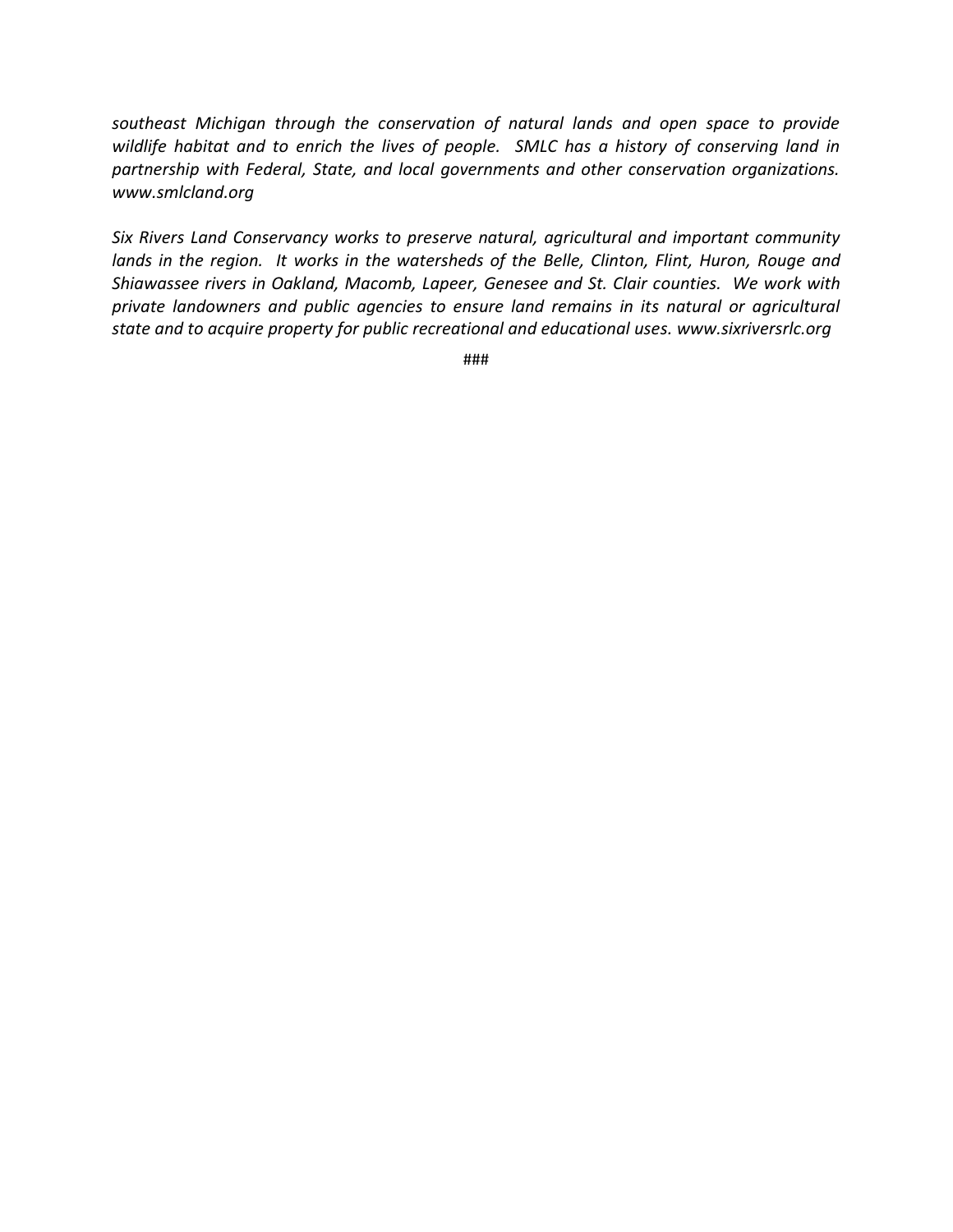*southeast Michigan through the conservation of natural lands and open space to provide wildlife habitat and to enrich the lives of people. SMLC has a history of conserving land in partnership with Federal, State, and local governments and other conservation organizations. www.smlcland.org*

*Six Rivers Land Conservancy works to preserve natural, agricultural and important community lands in the region. It works in the watersheds of the Belle, Clinton, Flint, Huron, Rouge and Shiawassee rivers in Oakland, Macomb, Lapeer, Genesee and St. Clair counties. We work with private landowners and public agencies to ensure land remains in its natural or agricultural state and to acquire property for public recreational and educational uses. www.sixriversrlc.org*

###